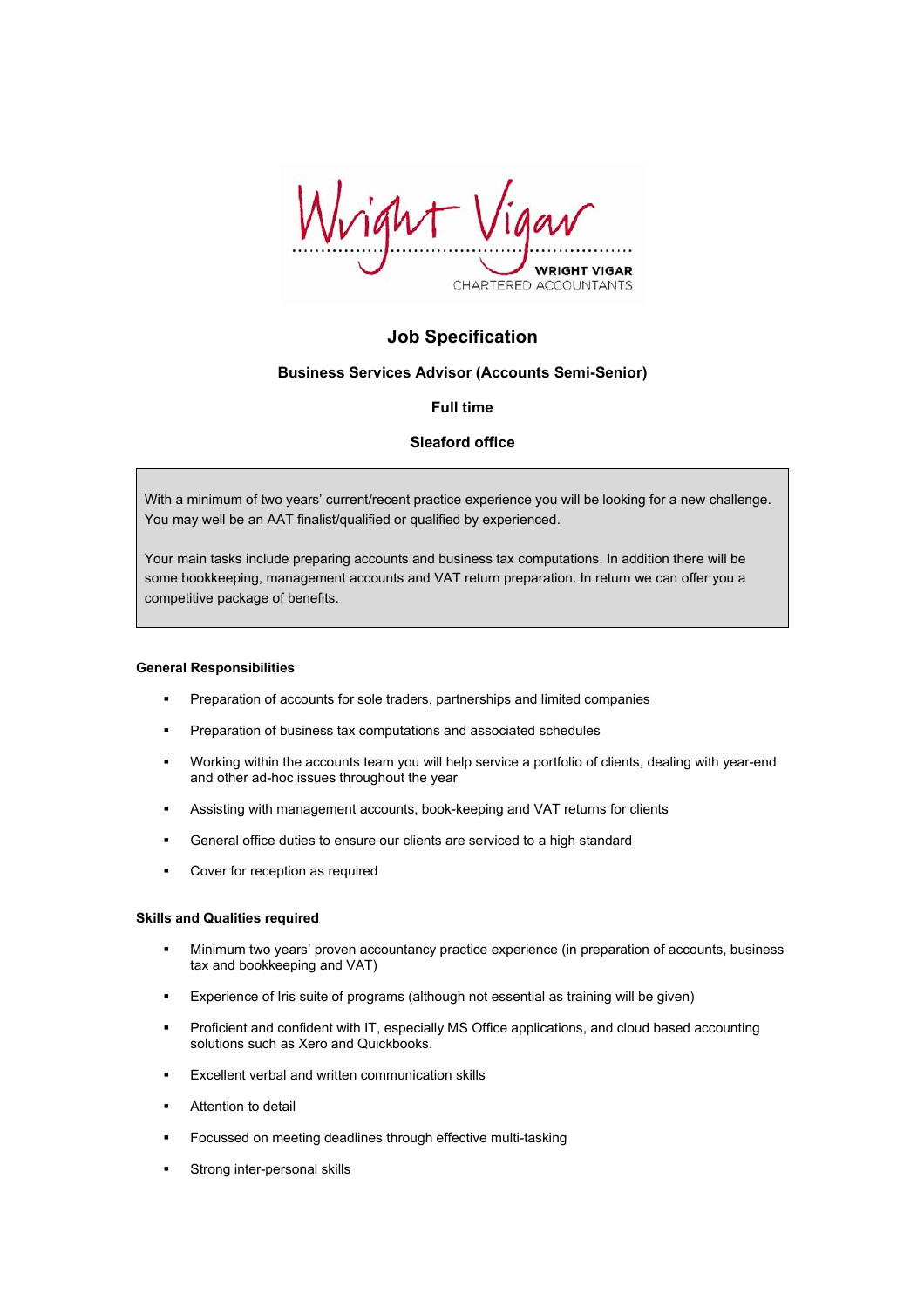WRIGHT VIGAR
CHARTERED ACCOUNTANTS

# Job Specification

## Business Services Advisor (Accounts Semi-Senior)

**Full time**

**Sleaford office**

With a minimum of two years' current/recent practice experience you will be looking for a new challenge. You may well be an AAT finalist/qualified or qualified by experienced.

Your main tasks include preparing accounts and business tax computations. In addition there will be some bookkeeping, management accounts and VAT return preparation. In return we can offer you a competitive package of benefits.

### General Responsibilities

- Preparation of accounts for sole traders, partnerships and limited companies
- Preparation of business tax computations and associated schedules
- Working within the accounts team you will help service a portfolio of clients, dealing with year-end and other ad-hoc issues throughout the year
- Assisting with management accounts, book-keeping and VAT returns for clients
- General office duties to ensure our clients are serviced to a high standard
- Cover for reception as required

### Skills and Qualities required

- Minimum two years' proven accountancy practice experience (in preparation of accounts, business tax and bookkeeping and VAT)
- Experience of Iris suite of programs (although not essential as training will be given)
- Proficient and confident with IT, especially MS Office applications, and cloud based accounting solutions such as Xero and Quickbooks.
- Excellent verbal and written communication skills
- Attention to detail
- Focussed on meeting deadlines through effective multi-tasking
- Strong inter-personal skills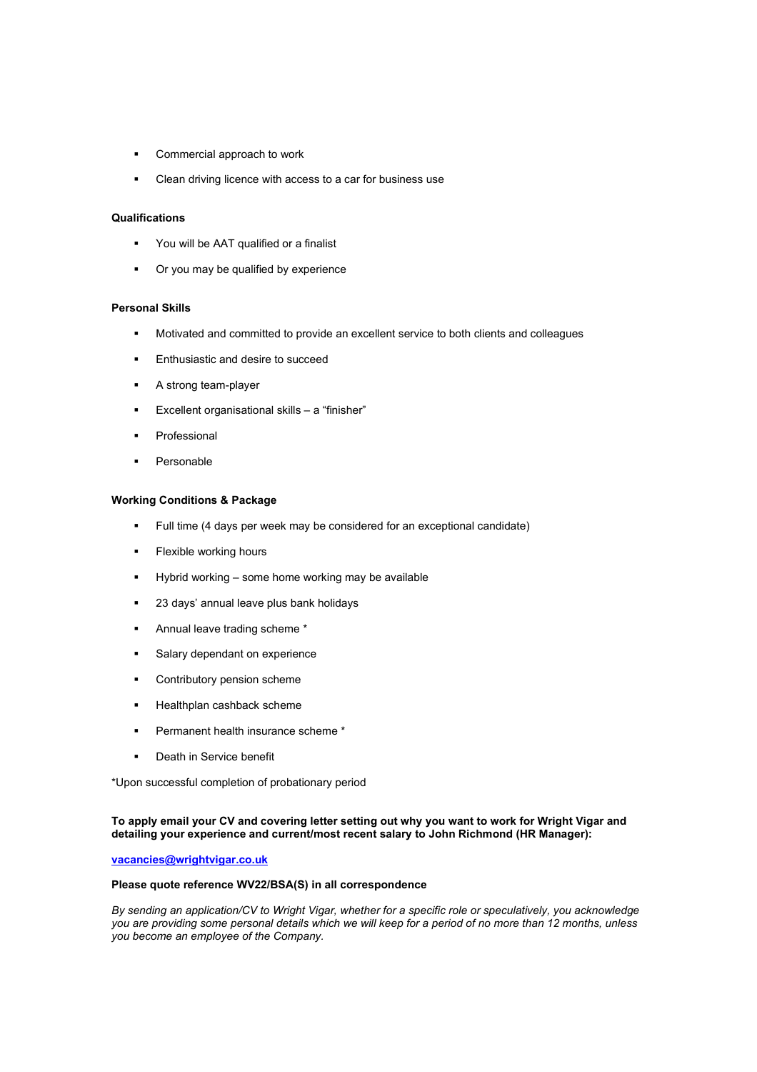- Commercial approach to work
- Clean driving licence with access to a car for business use

**Qualifications**

- You will be AAT qualified or a finalist
- Or you may be qualified by experience

**Personal Skills**

- Motivated and committed to provide an excellent service to both clients and colleagues
- Enthusiastic and desire to succeed
- A strong team-player
- Excellent organisational skills – a "finisher"
- Professional
- Personable

**Working Conditions & Package**

- Full time (4 days per week may be considered for an exceptional candidate)
- Flexible working hours
- Hybrid working – some home working may be available
- 23 days' annual leave plus bank holidays
- Annual leave trading scheme *
- Salary dependant on experience
- Contributory pension scheme
- Healthplan cashback scheme
- Permanent health insurance scheme *
- Death in Service benefit

*Upon successful completion of probationary period

**To apply email your CV and covering letter setting out why you want to work for Wright Vigar and detailing your experience and current/most recent salary to John Richmond (HR Manager):**

**vacancies@wrightvigar.co.uk**

**Please quote reference WV22/BSA(S) in all correspondence**

*By sending an application/CV to Wright Vigar, whether for a specific role or speculatively, you acknowledge you are providing some personal details which we will keep for a period of no more than 12 months, unless you become an employee of the Company.*